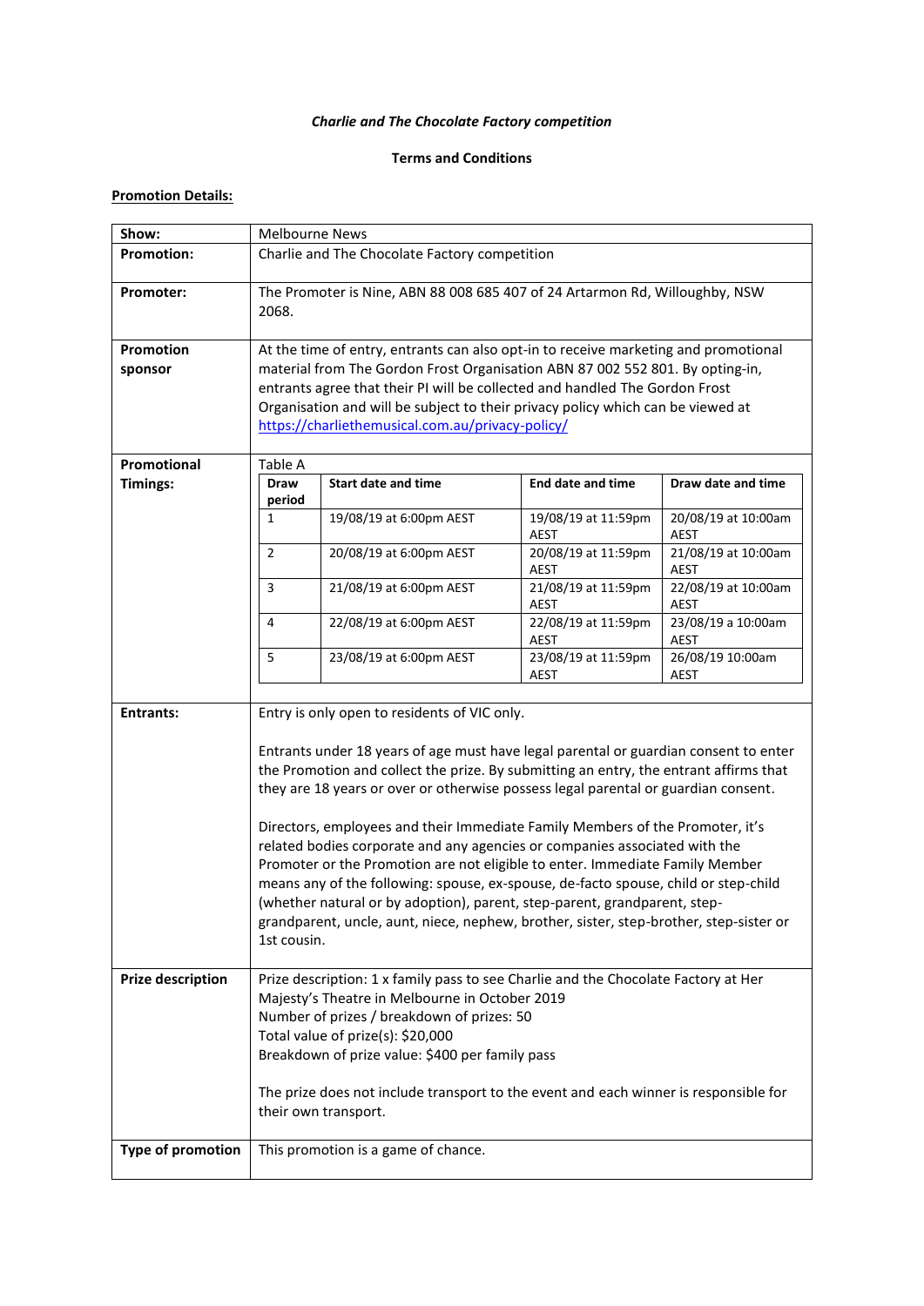***Charlie and The Chocolate Factory competition***

**Terms and Conditions**

**Promotion Details:**

| **Show:** | Melbourne News |
|---|---|
| **Promotion:** | Charlie and The Chocolate Factory competition |
| **Promoter:** | The Promoter is Nine, ABN 88 008 685 407 of 24 Artarmon Rd, Willoughby, NSW 2068. |
| **Promotion sponsor** | At the time of entry, entrants can also opt-in to receive marketing and promotional material from The Gordon Frost Organisation ABN 87 002 552 801. By opting-in, entrants agree that their PI will be collected and handled The Gordon Frost Organisation and will be subject to their privacy policy which can be viewed at https://charliethemusical.com.au/privacy-policy/ |
| **Promotional Timings:** | Table A (see below) |
| **Entrants:** | Entry is only open to residents of VIC only.<br><br>Entrants under 18 years of age must have legal parental or guardian consent to enter the Promotion and collect the prize. By submitting an entry, the entrant affirms that they are 18 years or over or otherwise possess legal parental or guardian consent.<br><br>Directors, employees and their Immediate Family Members of the Promoter, it's related bodies corporate and any agencies or companies associated with the Promoter or the Promotion are not eligible to enter. Immediate Family Member means any of the following: spouse, ex-spouse, de-facto spouse, child or step-child (whether natural or by adoption), parent, step-parent, grandparent, step-grandparent, uncle, aunt, niece, nephew, brother, sister, step-brother, step-sister or 1st cousin. |
| **Prize description** | Prize description: 1 x family pass to see Charlie and the Chocolate Factory at Her Majesty's Theatre in Melbourne in October 2019<br>Number of prizes / breakdown of prizes: 50<br>Total value of prize(s): $20,000<br>Breakdown of prize value: $400 per family pass<br><br>The prize does not include transport to the event and each winner is responsible for their own transport. |
| **Type of promotion** | This promotion is a game of chance. |

Table A

| **Draw period** | **Start date and time** | **End date and time** | **Draw date and time** |
|---|---|---|---|
| 1 | 19/08/19 at 6:00pm AEST | 19/08/19 at 11:59pm AEST | 20/08/19 at 10:00am AEST |
| 2 | 20/08/19 at 6:00pm AEST | 20/08/19 at 11:59pm AEST | 21/08/19 at 10:00am AEST |
| 3 | 21/08/19 at 6:00pm AEST | 21/08/19 at 11:59pm AEST | 22/08/19 at 10:00am AEST |
| 4 | 22/08/19 at 6:00pm AEST | 22/08/19 at 11:59pm AEST | 23/08/19 a 10:00am AEST |
| 5 | 23/08/19 at 6:00pm AEST | 23/08/19 at 11:59pm AEST | 26/08/19 10:00am AEST |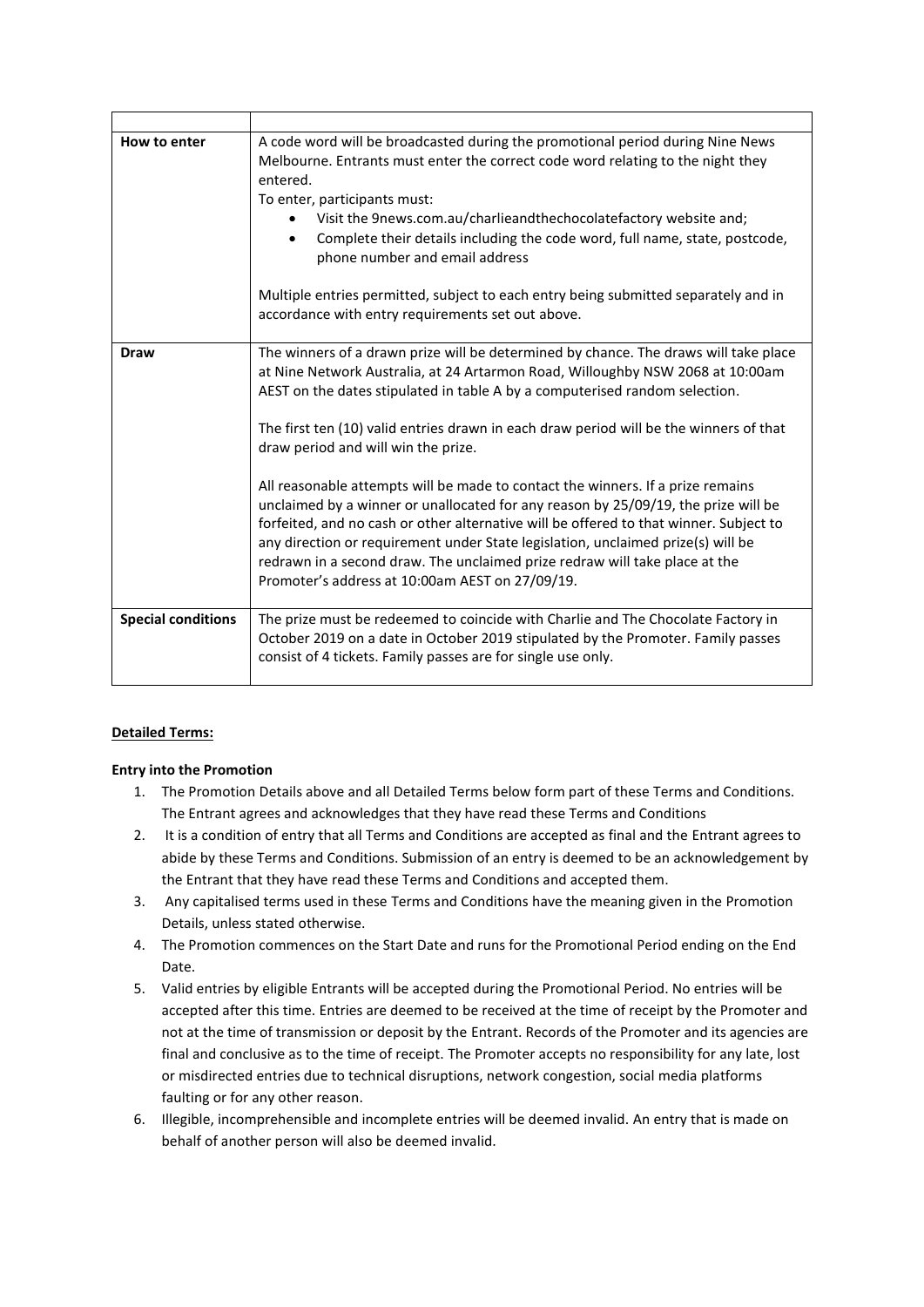| | |
|---|---|
| **How to enter** | A code word will be broadcasted during the promotional period during Nine News Melbourne. Entrants must enter the correct code word relating to the night they entered.<br>To enter, participants must:<br>• Visit the 9news.com.au/charlieandthechocolatefactory website and;<br>• Complete their details including the code word, full name, state, postcode, phone number and email address<br><br>Multiple entries permitted, subject to each entry being submitted separately and in accordance with entry requirements set out above. |
| **Draw** | The winners of a drawn prize will be determined by chance. The draws will take place at Nine Network Australia, at 24 Artarmon Road, Willoughby NSW 2068 at 10:00am AEST on the dates stipulated in table A by a computerised random selection.<br><br>The first ten (10) valid entries drawn in each draw period will be the winners of that draw period and will win the prize.<br><br>All reasonable attempts will be made to contact the winners. If a prize remains unclaimed by a winner or unallocated for any reason by 25/09/19, the prize will be forfeited, and no cash or other alternative will be offered to that winner. Subject to any direction or requirement under State legislation, unclaimed prize(s) will be redrawn in a second draw. The unclaimed prize redraw will take place at the Promoter's address at 10:00am AEST on 27/09/19. |
| **Special conditions** | The prize must be redeemed to coincide with Charlie and The Chocolate Factory in October 2019 on a date in October 2019 stipulated by the Promoter. Family passes consist of 4 tickets. Family passes are for single use only. |

**Detailed Terms:**

**Entry into the Promotion**

1. The Promotion Details above and all Detailed Terms below form part of these Terms and Conditions. The Entrant agrees and acknowledges that they have read these Terms and Conditions
2. It is a condition of entry that all Terms and Conditions are accepted as final and the Entrant agrees to abide by these Terms and Conditions. Submission of an entry is deemed to be an acknowledgement by the Entrant that they have read these Terms and Conditions and accepted them.
3. Any capitalised terms used in these Terms and Conditions have the meaning given in the Promotion Details, unless stated otherwise.
4. The Promotion commences on the Start Date and runs for the Promotional Period ending on the End Date.
5. Valid entries by eligible Entrants will be accepted during the Promotional Period. No entries will be accepted after this time. Entries are deemed to be received at the time of receipt by the Promoter and not at the time of transmission or deposit by the Entrant. Records of the Promoter and its agencies are final and conclusive as to the time of receipt. The Promoter accepts no responsibility for any late, lost or misdirected entries due to technical disruptions, network congestion, social media platforms faulting or for any other reason.
6. Illegible, incomprehensible and incomplete entries will be deemed invalid. An entry that is made on behalf of another person will also be deemed invalid.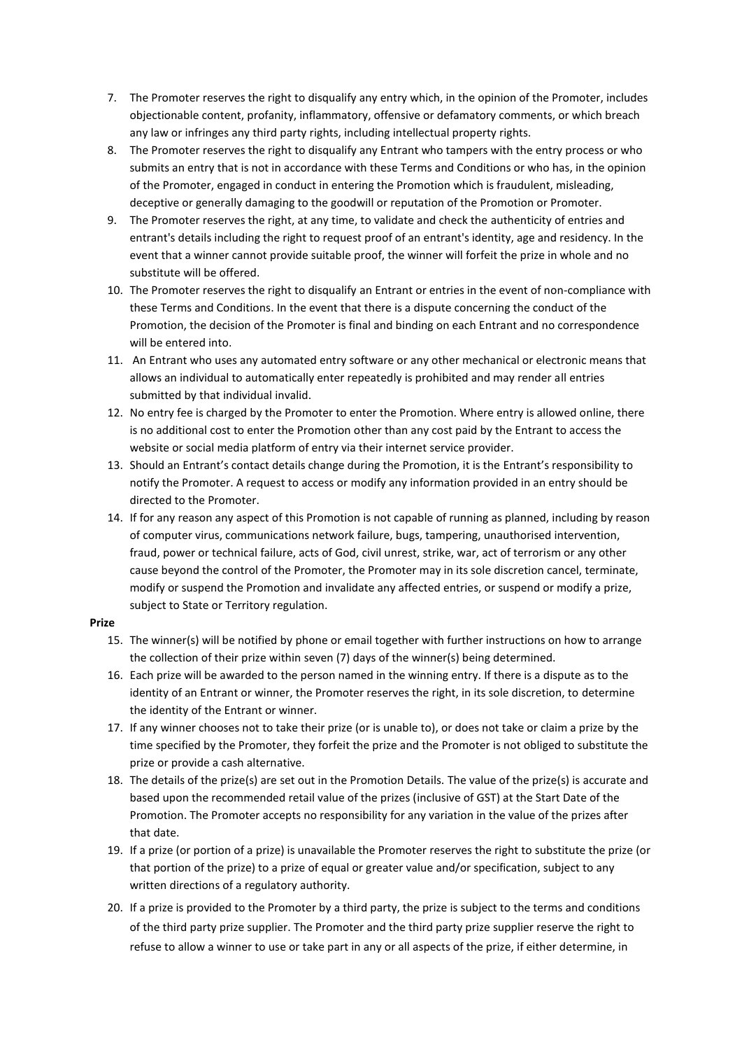7. The Promoter reserves the right to disqualify any entry which, in the opinion of the Promoter, includes objectionable content, profanity, inflammatory, offensive or defamatory comments, or which breach any law or infringes any third party rights, including intellectual property rights.
8. The Promoter reserves the right to disqualify any Entrant who tampers with the entry process or who submits an entry that is not in accordance with these Terms and Conditions or who has, in the opinion of the Promoter, engaged in conduct in entering the Promotion which is fraudulent, misleading, deceptive or generally damaging to the goodwill or reputation of the Promotion or Promoter.
9. The Promoter reserves the right, at any time, to validate and check the authenticity of entries and entrant's details including the right to request proof of an entrant's identity, age and residency. In the event that a winner cannot provide suitable proof, the winner will forfeit the prize in whole and no substitute will be offered.
10. The Promoter reserves the right to disqualify an Entrant or entries in the event of non-compliance with these Terms and Conditions. In the event that there is a dispute concerning the conduct of the Promotion, the decision of the Promoter is final and binding on each Entrant and no correspondence will be entered into.
11. An Entrant who uses any automated entry software or any other mechanical or electronic means that allows an individual to automatically enter repeatedly is prohibited and may render all entries submitted by that individual invalid.
12. No entry fee is charged by the Promoter to enter the Promotion. Where entry is allowed online, there is no additional cost to enter the Promotion other than any cost paid by the Entrant to access the website or social media platform of entry via their internet service provider.
13. Should an Entrant's contact details change during the Promotion, it is the Entrant's responsibility to notify the Promoter. A request to access or modify any information provided in an entry should be directed to the Promoter.
14. If for any reason any aspect of this Promotion is not capable of running as planned, including by reason of computer virus, communications network failure, bugs, tampering, unauthorised intervention, fraud, power or technical failure, acts of God, civil unrest, strike, war, act of terrorism or any other cause beyond the control of the Promoter, the Promoter may in its sole discretion cancel, terminate, modify or suspend the Promotion and invalidate any affected entries, or suspend or modify a prize, subject to State or Territory regulation.

**Prize**

15. The winner(s) will be notified by phone or email together with further instructions on how to arrange the collection of their prize within seven (7) days of the winner(s) being determined.
16. Each prize will be awarded to the person named in the winning entry. If there is a dispute as to the identity of an Entrant or winner, the Promoter reserves the right, in its sole discretion, to determine the identity of the Entrant or winner.
17. If any winner chooses not to take their prize (or is unable to), or does not take or claim a prize by the time specified by the Promoter, they forfeit the prize and the Promoter is not obliged to substitute the prize or provide a cash alternative.
18. The details of the prize(s) are set out in the Promotion Details. The value of the prize(s) is accurate and based upon the recommended retail value of the prizes (inclusive of GST) at the Start Date of the Promotion. The Promoter accepts no responsibility for any variation in the value of the prizes after that date.
19. If a prize (or portion of a prize) is unavailable the Promoter reserves the right to substitute the prize (or that portion of the prize) to a prize of equal or greater value and/or specification, subject to any written directions of a regulatory authority.
20. If a prize is provided to the Promoter by a third party, the prize is subject to the terms and conditions of the third party prize supplier. The Promoter and the third party prize supplier reserve the right to refuse to allow a winner to use or take part in any or all aspects of the prize, if either determine, in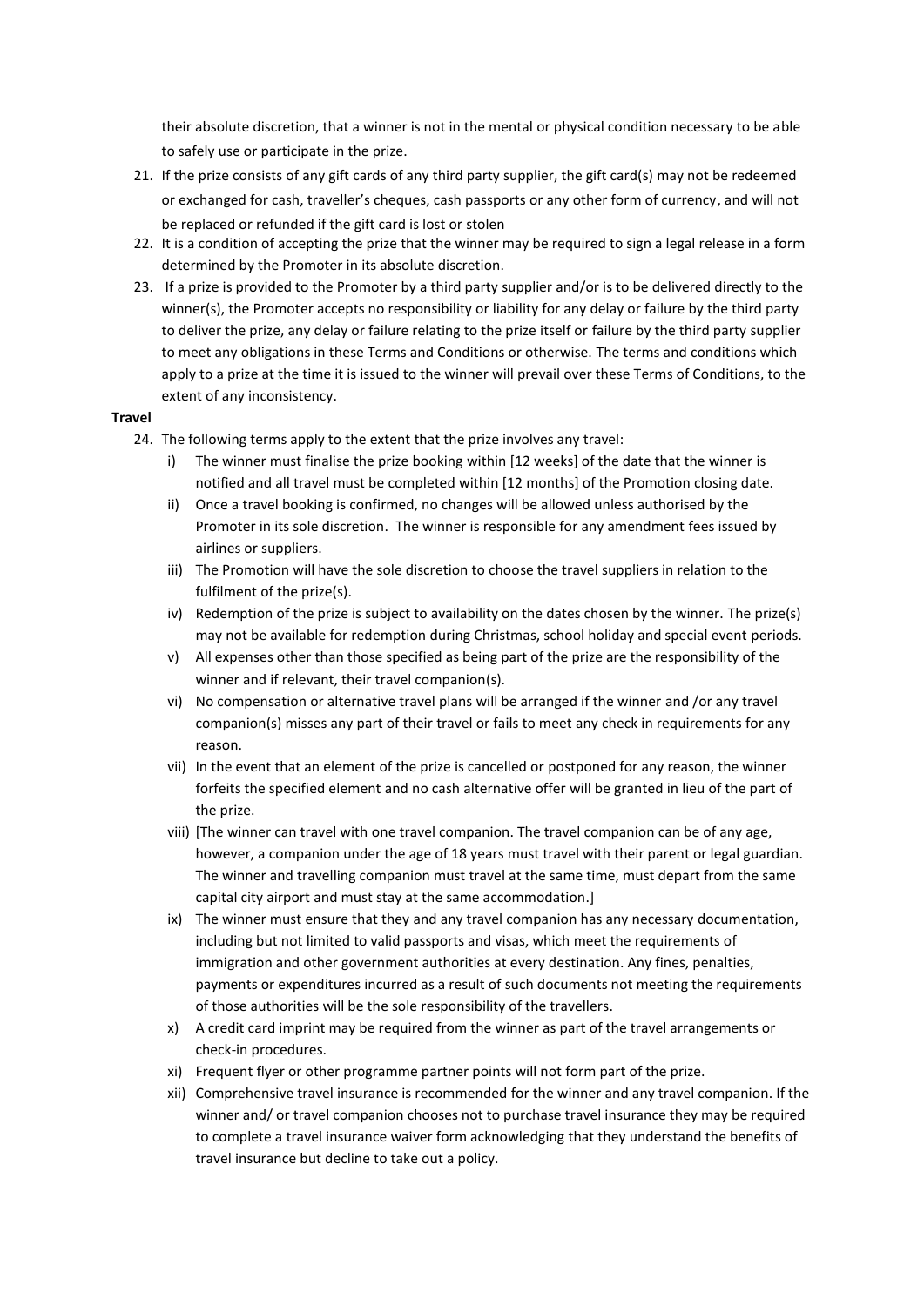their absolute discretion, that a winner is not in the mental or physical condition necessary to be able to safely use or participate in the prize.

21. If the prize consists of any gift cards of any third party supplier, the gift card(s) may not be redeemed or exchanged for cash, traveller's cheques, cash passports or any other form of currency, and will not be replaced or refunded if the gift card is lost or stolen
22. It is a condition of accepting the prize that the winner may be required to sign a legal release in a form determined by the Promoter in its absolute discretion.
23. If a prize is provided to the Promoter by a third party supplier and/or is to be delivered directly to the winner(s), the Promoter accepts no responsibility or liability for any delay or failure by the third party to deliver the prize, any delay or failure relating to the prize itself or failure by the third party supplier to meet any obligations in these Terms and Conditions or otherwise. The terms and conditions which apply to a prize at the time it is issued to the winner will prevail over these Terms of Conditions, to the extent of any inconsistency.

**Travel**

24. The following terms apply to the extent that the prize involves any travel:
    i) The winner must finalise the prize booking within [12 weeks] of the date that the winner is notified and all travel must be completed within [12 months] of the Promotion closing date.
    ii) Once a travel booking is confirmed, no changes will be allowed unless authorised by the Promoter in its sole discretion. The winner is responsible for any amendment fees issued by airlines or suppliers.
    iii) The Promotion will have the sole discretion to choose the travel suppliers in relation to the fulfilment of the prize(s).
    iv) Redemption of the prize is subject to availability on the dates chosen by the winner. The prize(s) may not be available for redemption during Christmas, school holiday and special event periods.
    v) All expenses other than those specified as being part of the prize are the responsibility of the winner and if relevant, their travel companion(s).
    vi) No compensation or alternative travel plans will be arranged if the winner and /or any travel companion(s) misses any part of their travel or fails to meet any check in requirements for any reason.
    vii) In the event that an element of the prize is cancelled or postponed for any reason, the winner forfeits the specified element and no cash alternative offer will be granted in lieu of the part of the prize.
    viii) [The winner can travel with one travel companion. The travel companion can be of any age, however, a companion under the age of 18 years must travel with their parent or legal guardian. The winner and travelling companion must travel at the same time, must depart from the same capital city airport and must stay at the same accommodation.]
    ix) The winner must ensure that they and any travel companion has any necessary documentation, including but not limited to valid passports and visas, which meet the requirements of immigration and other government authorities at every destination. Any fines, penalties, payments or expenditures incurred as a result of such documents not meeting the requirements of those authorities will be the sole responsibility of the travellers.
    x) A credit card imprint may be required from the winner as part of the travel arrangements or check-in procedures.
    xi) Frequent flyer or other programme partner points will not form part of the prize.
    xii) Comprehensive travel insurance is recommended for the winner and any travel companion. If the winner and/ or travel companion chooses not to purchase travel insurance they may be required to complete a travel insurance waiver form acknowledging that they understand the benefits of travel insurance but decline to take out a policy.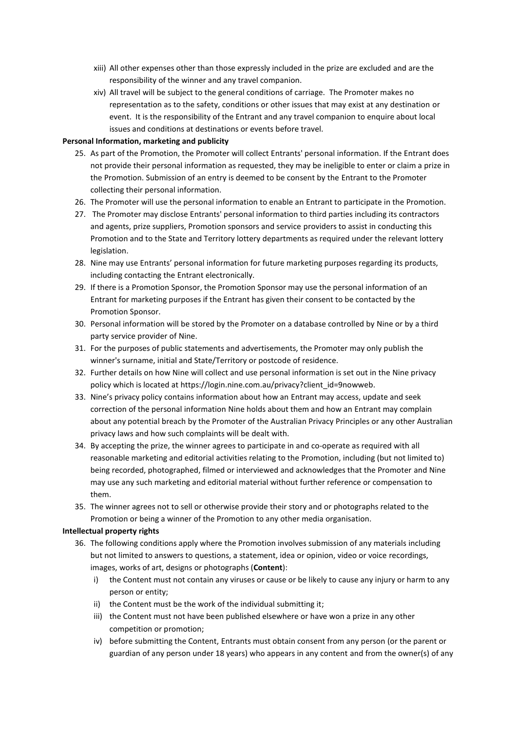xiii) All other expenses other than those expressly included in the prize are excluded and are the responsibility of the winner and any travel companion.

xiv) All travel will be subject to the general conditions of carriage. The Promoter makes no representation as to the safety, conditions or other issues that may exist at any destination or event. It is the responsibility of the Entrant and any travel companion to enquire about local issues and conditions at destinations or events before travel.

**Personal Information, marketing and publicity**

25. As part of the Promotion, the Promoter will collect Entrants' personal information. If the Entrant does not provide their personal information as requested, they may be ineligible to enter or claim a prize in the Promotion. Submission of an entry is deemed to be consent by the Entrant to the Promoter collecting their personal information.
26. The Promoter will use the personal information to enable an Entrant to participate in the Promotion.
27. The Promoter may disclose Entrants' personal information to third parties including its contractors and agents, prize suppliers, Promotion sponsors and service providers to assist in conducting this Promotion and to the State and Territory lottery departments as required under the relevant lottery legislation.
28. Nine may use Entrants' personal information for future marketing purposes regarding its products, including contacting the Entrant electronically.
29. If there is a Promotion Sponsor, the Promotion Sponsor may use the personal information of an Entrant for marketing purposes if the Entrant has given their consent to be contacted by the Promotion Sponsor.
30. Personal information will be stored by the Promoter on a database controlled by Nine or by a third party service provider of Nine.
31. For the purposes of public statements and advertisements, the Promoter may only publish the winner's surname, initial and State/Territory or postcode of residence.
32. Further details on how Nine will collect and use personal information is set out in the Nine privacy policy which is located at https://login.nine.com.au/privacy?client_id=9nowweb.
33. Nine's privacy policy contains information about how an Entrant may access, update and seek correction of the personal information Nine holds about them and how an Entrant may complain about any potential breach by the Promoter of the Australian Privacy Principles or any other Australian privacy laws and how such complaints will be dealt with.
34. By accepting the prize, the winner agrees to participate in and co-operate as required with all reasonable marketing and editorial activities relating to the Promotion, including (but not limited to) being recorded, photographed, filmed or interviewed and acknowledges that the Promoter and Nine may use any such marketing and editorial material without further reference or compensation to them.
35. The winner agrees not to sell or otherwise provide their story and or photographs related to the Promotion or being a winner of the Promotion to any other media organisation.

**Intellectual property rights**

36. The following conditions apply where the Promotion involves submission of any materials including but not limited to answers to questions, a statement, idea or opinion, video or voice recordings, images, works of art, designs or photographs (**Content**):
    i) the Content must not contain any viruses or cause or be likely to cause any injury or harm to any person or entity;
    ii) the Content must be the work of the individual submitting it;
    iii) the Content must not have been published elsewhere or have won a prize in any other competition or promotion;
    iv) before submitting the Content, Entrants must obtain consent from any person (or the parent or guardian of any person under 18 years) who appears in any content and from the owner(s) of any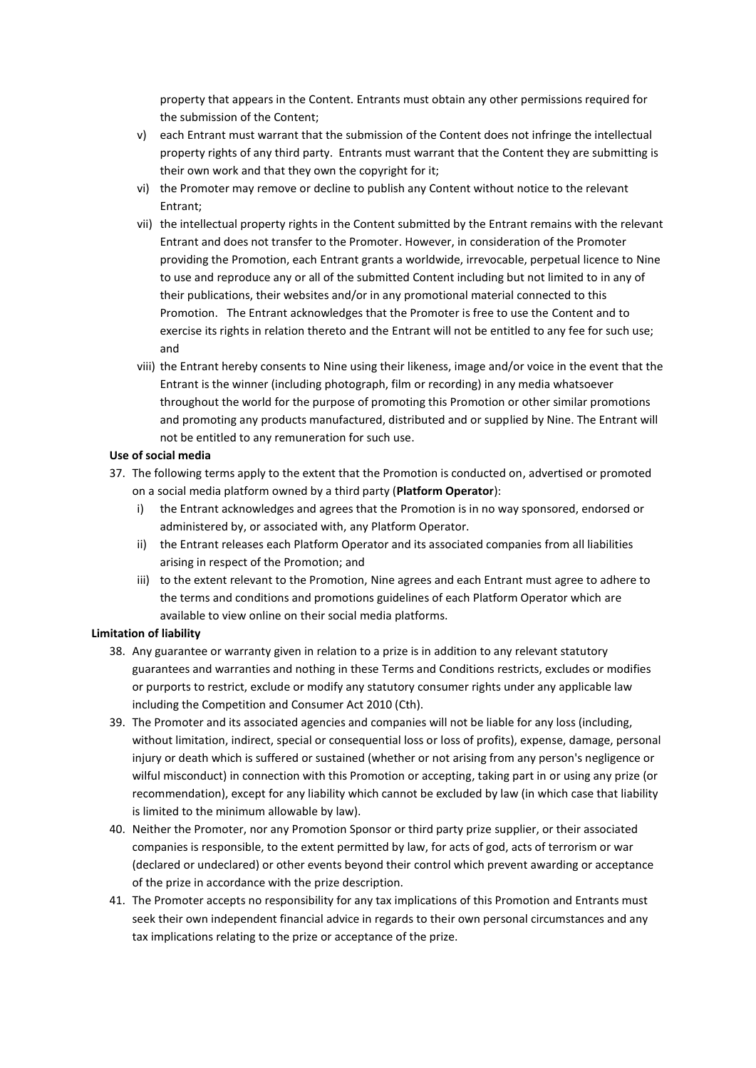property that appears in the Content. Entrants must obtain any other permissions required for the submission of the Content;

v) each Entrant must warrant that the submission of the Content does not infringe the intellectual property rights of any third party. Entrants must warrant that the Content they are submitting is their own work and that they own the copyright for it;

vi) the Promoter may remove or decline to publish any Content without notice to the relevant Entrant;

vii) the intellectual property rights in the Content submitted by the Entrant remains with the relevant Entrant and does not transfer to the Promoter. However, in consideration of the Promoter providing the Promotion, each Entrant grants a worldwide, irrevocable, perpetual licence to Nine to use and reproduce any or all of the submitted Content including but not limited to in any of their publications, their websites and/or in any promotional material connected to this Promotion. The Entrant acknowledges that the Promoter is free to use the Content and to exercise its rights in relation thereto and the Entrant will not be entitled to any fee for such use; and

viii) the Entrant hereby consents to Nine using their likeness, image and/or voice in the event that the Entrant is the winner (including photograph, film or recording) in any media whatsoever throughout the world for the purpose of promoting this Promotion or other similar promotions and promoting any products manufactured, distributed and or supplied by Nine. The Entrant will not be entitled to any remuneration for such use.

**Use of social media**

37. The following terms apply to the extent that the Promotion is conducted on, advertised or promoted on a social media platform owned by a third party (**Platform Operator**):
    i) the Entrant acknowledges and agrees that the Promotion is in no way sponsored, endorsed or administered by, or associated with, any Platform Operator.
    ii) the Entrant releases each Platform Operator and its associated companies from all liabilities arising in respect of the Promotion; and
    iii) to the extent relevant to the Promotion, Nine agrees and each Entrant must agree to adhere to the terms and conditions and promotions guidelines of each Platform Operator which are available to view online on their social media platforms.

**Limitation of liability**

38. Any guarantee or warranty given in relation to a prize is in addition to any relevant statutory guarantees and warranties and nothing in these Terms and Conditions restricts, excludes or modifies or purports to restrict, exclude or modify any statutory consumer rights under any applicable law including the Competition and Consumer Act 2010 (Cth).
39. The Promoter and its associated agencies and companies will not be liable for any loss (including, without limitation, indirect, special or consequential loss or loss of profits), expense, damage, personal injury or death which is suffered or sustained (whether or not arising from any person's negligence or wilful misconduct) in connection with this Promotion or accepting, taking part in or using any prize (or recommendation), except for any liability which cannot be excluded by law (in which case that liability is limited to the minimum allowable by law).
40. Neither the Promoter, nor any Promotion Sponsor or third party prize supplier, or their associated companies is responsible, to the extent permitted by law, for acts of god, acts of terrorism or war (declared or undeclared) or other events beyond their control which prevent awarding or acceptance of the prize in accordance with the prize description.
41. The Promoter accepts no responsibility for any tax implications of this Promotion and Entrants must seek their own independent financial advice in regards to their own personal circumstances and any tax implications relating to the prize or acceptance of the prize.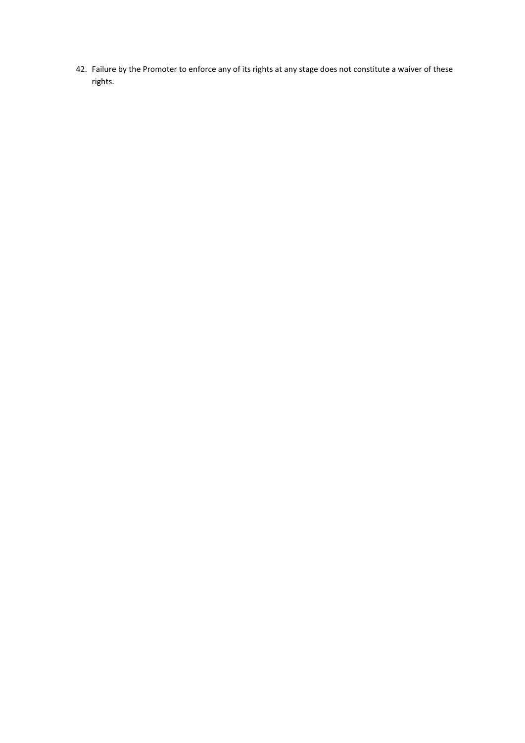42. Failure by the Promoter to enforce any of its rights at any stage does not constitute a waiver of these rights.